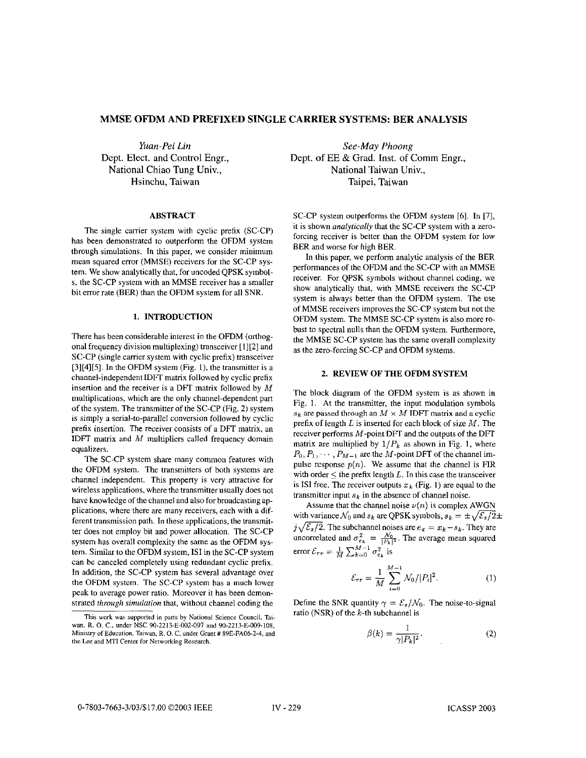# MMSE OFDM AND PREFIXED SINGLE CARRIER SYSTEMS: BER ANALYSIS

*Yuan-Pei Lin*
Dept. Elect. and Control Engr.,
National Chiao Tung Univ.,
Hsinchu, Taiwan

*See-May Phoong*
Dept. of EE & Grad. Inst. of Comm Engr.,
National Taiwan Univ.,
Taipei, Taiwan

## ABSTRACT

The single carrier with cyclic prefix (SC-CP) has been demonstrated to outperform the OFDM system through simulations. In this paper, we consider minimum mean squared error (MMSE) receivers for the SC-CP system. We show analytically that, for uncoded QPSK symbols, the SC-CP system with an MMSE receiver has a smaller bit error rate (BER) than the OFDM system for all SNR.

## 1. INTRODUCTION

There has been considerable interest in the OFDM (orthogonal frequency division multiplexing) transceiver [1][2] and SC-CP (single carrier system with cyclic prefix) transceiver [3][4][5]. In the OFDM system (Fig. 1), the transmitter is a channel-independent IDFT matrix followed by cyclic prefix insertion and the receiver is a DFT matrix followed by $M$ multiplications, which are the only channel-dependent part of the system. The transmitter of the SC-CP (Fig. 2) system is simply a serial-to-parallel conversion followed by cyclic prefix insertion. The receiver consists of a DFT matrix, an IDFT matrix and $M$ multipliers called frequency domain equalizers.

The SC-CP system share many common features with the OFDM system. The transmitters of both systems are channel independent. This property is very attractive for wireless applications, where the transmitter usually does not have knowledge of the channel and also for broadcasting applications, where there are many receivers, each with a different transmission path. In these applications, the transmitter does not employ bit and power allocation. The SC-CP system has overall complexity the same as the OFDM system. Similar to the OFDM system, ISI in the SC-CP system can be canceled completely using redundant cyclic prefix. In addition, the SC-CP system has several advantage over the OFDM system. The SC-CP system has a much lower peak to average power ratio. Moreover it has been demonstrated *through simulation* that, without channel coding the SC-CP system outperforms the OFDM system [6]. In [7], it is shown *analytically* that the SC-CP system with a zero-forcing receiver is better than the OFDM system for low BER and worse for high BER.

In this paper, we perform analytic analysis of the BER performances of the OFDM and the SC-CP with an MMSE receiver. For QPSK symbols without channel coding, we show analytically that, with MMSE receivers the SC-CP system is always better than the OFDM system. The use of MMSE receivers improves the SC-CP system but not the OFDM system. The MMSE SC-CP system is also more robust to spectral nulls than the OFDM system. Furthermore, the MMSE SC-CP system has the same overall complexity as the zero-forcing SC-CP and OFDM systems.

## 2. REVIEW OF THE OFDM SYSTEM

The block diagram of the OFDM system is as shown in Fig. 1. At the transmitter, the input modulation symbols $s_k$ are passed through an $M \times M$ IDFT matrix and a cyclic prefix of length $L$ is inserted for each block of size $M$. The receiver performs $M$-point DFT and the outputs of the DFT matrix are multiplied by $1/P_k$ as shown in Fig. 1, where $P_0, P_1, \cdots, P_{M-1}$ are the $M$-point DFT of the channel impulse response $p(n)$. We assume that the channel is FIR with order $\leq$ the prefix length $L$. In this case the transceiver is ISI free. The receiver outputs $x_k$ (Fig. 1) are equal to the transmitter input $s_k$ in the absence of channel noise.

Assume that the channel noise $\nu(n)$ is complex AWGN with variance $\mathcal{N}_0$ and $s_k$ are QPSK symbols, $s_k = \pm\sqrt{\mathcal{E}_s/2} \pm j\sqrt{\mathcal{E}_s/2}$. The subchannel noises are $e_x = x_k - s_k$. They are uncorrelated and $\sigma_{e_k}^2 = \frac{\mathcal{N}_0}{|P_k|^2}$. The average mean squared error $\mathcal{E}_{rr} = \frac{1}{M}\sum_{k=0}^{M-1} \sigma_{e_k}^2$ is

$$\mathcal{E}_{rr} = \frac{1}{M}\sum_{i=0}^{M-1} \mathcal{N}_0/|P_i|^2. \tag{1}$$

Define the SNR quantity $\gamma = \mathcal{E}_s/\mathcal{N}_0$. The noise-to-signal ratio (NSR) of the $k$-th subchannel is

$$\beta(k) = \frac{1}{\gamma|P_k|^2}. \tag{2}$$

This work was supported in parts by National Science Council, Taiwan, R. O. C., under NSC 90-2213-E-002-097 and 90-2213-E-009-108, Ministry of Education, Taiwan, R. O. C. under Grant # 89E-FA06-2-4, and the Lee and MTI Center for Networking Research.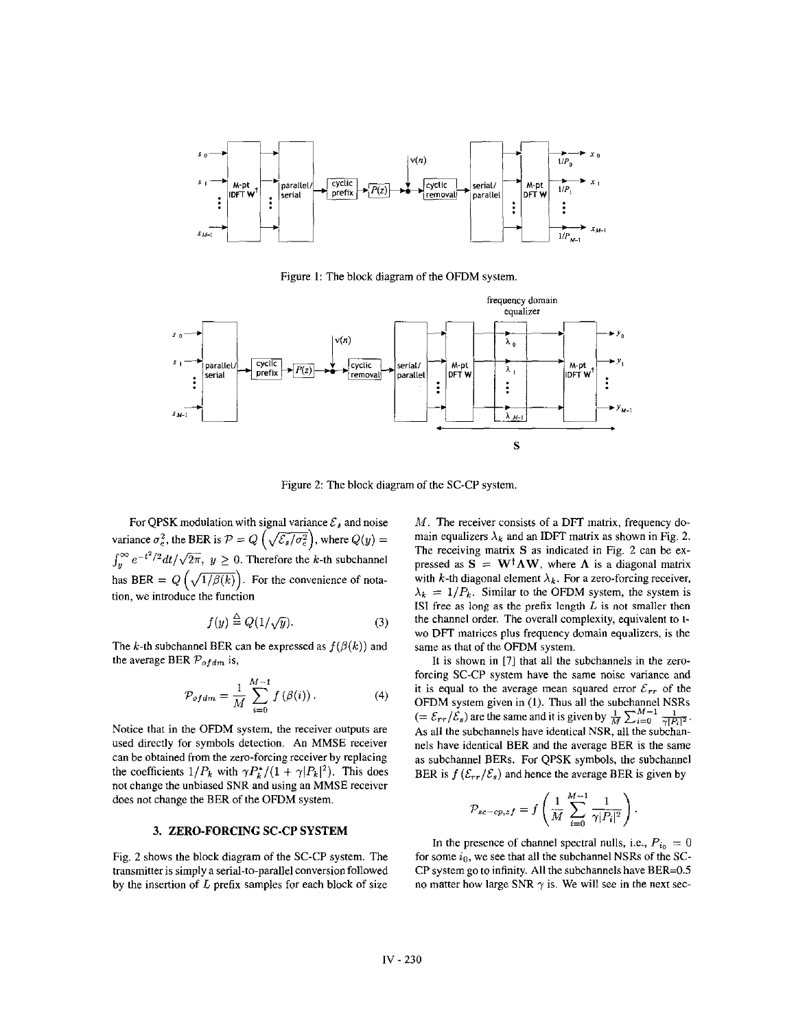Figure 1: The block diagram of the OFDM system.

Figure 2: The block diagram of the SC-CP system.

For QPSK modulation with signal variance $\mathcal{E}_s$ and noise variance $\sigma_e^2$, the BER is $\mathcal{P} = Q\left(\sqrt{\mathcal{E}_s/\sigma_e^2}\right)$, where $Q(y) = \int_y^\infty e^{-t^2/2}dt/\sqrt{2\pi},\ y \geq 0$. Therefore the $k$-th subchannel has BER $= Q\left(\sqrt{1/\beta(k)}\right)$. For the convenience of notation, we introduce the function

$$f(y) \triangleq Q(1/\sqrt{y}). \tag{3}$$

The $k$-th subchannel BER can be expressed as $f(\beta(k))$ and the average BER $\mathcal{P}_{ofdm}$ is,

$$\mathcal{P}_{ofdm} = \frac{1}{M}\sum_{i=0}^{M-1} f\left(\beta(i)\right). \tag{4}$$

Notice that in the OFDM system, the receiver outputs are used directly for symbols detection. An MMSE receiver can be obtained from the zero-forcing receiver by replacing the coefficients $1/P_k$ with $\gamma P_k^*/(1+\gamma|P_k|^2)$. This does not change the unbiased SNR and using an MMSE receiver does not change the BER of the OFDM system.

## 3. ZERO-FORCING SC-CP SYSTEM

Fig. 2 shows the block diagram of the SC-CP system. The transmitter is simply a serial-to-parallel conversion followed by the insertion of $L$ prefix samples for each block of size $M$. The receiver consists of a DFT matrix, frequency domain equalizers $\lambda_k$ and an IDFT matrix as shown in Fig. 2. The receiving matrix $\mathbf{S}$ as indicated in Fig. 2 can be expressed as $\mathbf{S} = \mathbf{W}^\dagger\mathbf{\Lambda}\mathbf{W}$, where $\mathbf{\Lambda}$ is a diagonal matrix with $k$-th diagonal element $\lambda_k$. For a zero-forcing receiver, $\lambda_k = 1/P_k$. Similar to the OFDM system, the system is ISI free as long as the prefix length $L$ is not smaller then the channel order. The overall complexity, equivalent to two DFT matrices plus frequency domain equalizers, is the same as that of the OFDM system.

It is shown in [7] that all the subchannels in the zero-forcing SC-CP system have the same noise variance and it is equal to the average mean squared error $\mathcal{E}_{rr}$ of the OFDM system given in (1). Thus all the subchannel NSRs ($= \mathcal{E}_{rr}/\mathcal{E}_s$) are the same and it is given by $\frac{1}{M}\sum_{i=0}^{M-1}\frac{1}{\gamma|P_i|^2}$. As all the subchannels have identical NSR, all the subchannels have identical BER and the average BER is the same as subchannel BERs. For QPSK symbols, the subchannel BER is $f\left(\mathcal{E}_{rr}/\mathcal{E}_s\right)$ and hence the average BER is given by

$$\mathcal{P}_{sc-cp,zf} = f\left(\frac{1}{M}\sum_{i=0}^{M-1}\frac{1}{\gamma|P_i|^2}\right).$$

In the presence of channel spectral nulls, i.e., $P_{i_0} = 0$ for some $i_0$, we see that all the subchannel NSRs of the SC-CP system go to infinity. All the subchannels have BER=0.5 no matter how large SNR $\gamma$ is. We will see in the next sec-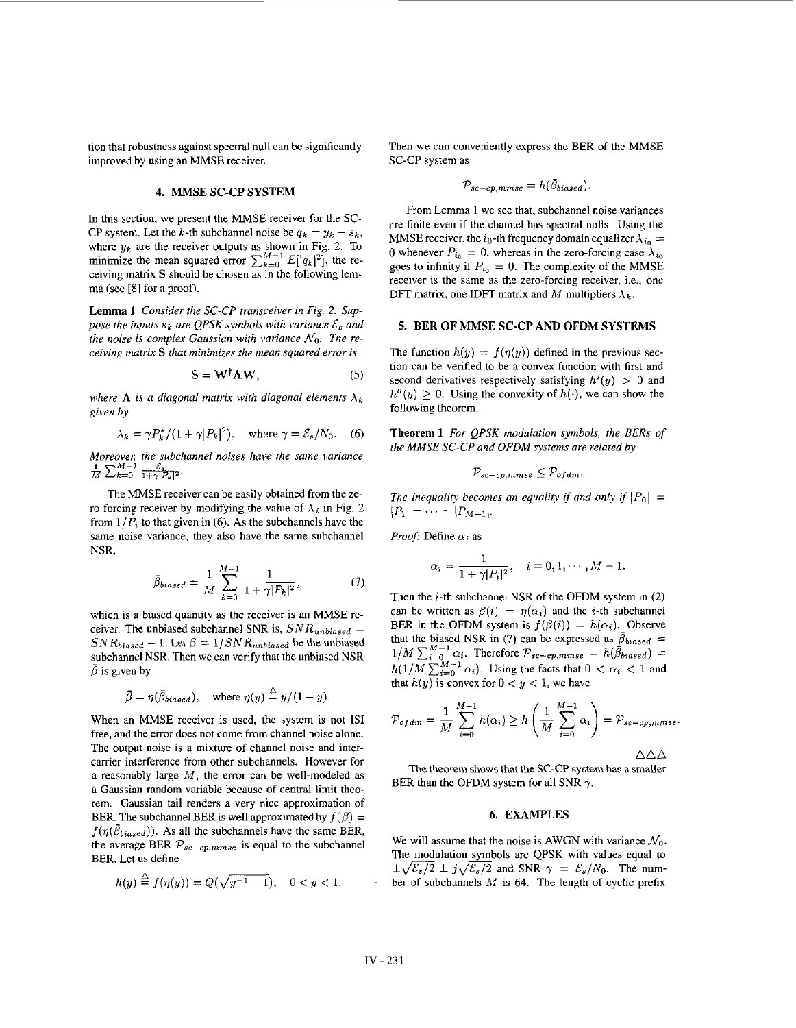tion that robustness against spectral null can be significantly improved by using an MMSE receiver.

## 4. MMSE SC-CP SYSTEM

In this section, we present the MMSE receiver for the SC-CP system. Let the $k$-th subchannel noise be $q_k = y_k - s_k$, where $y_k$ are the receiver outputs as shown in Fig. 2. To minimize the mean squared error $\sum_{k=0}^{M-1} E[|q_k|^2]$, the receiving matrix $\mathbf{S}$ should be chosen as in the following lemma (see [8] for a proof).

**Lemma 1** *Consider the SC-CP transceiver in Fig. 2. Suppose the inputs $s_k$ are QPSK symbols with variance $\mathcal{E}_s$ and the noise is complex Gaussian with variance $\mathcal{N}_0$. The receiving matrix $\mathbf{S}$ that minimizes the mean squared error is*

$$\mathbf{S} = \mathbf{W}^{\dagger}\mathbf{\Lambda}\mathbf{W}, \tag{5}$$

*where $\mathbf{\Lambda}$ is a diagonal matrix with diagonal elements $\lambda_k$ given by*

$$\lambda_k = \gamma P_k^*/(1+\gamma|P_k|^2), \quad \text{where } \gamma = \mathcal{E}_s/\mathcal{N}_0. \tag{6}$$

*Moreover, the subchannel noises have the same variance $\frac{1}{M}\sum_{k=0}^{M-1}\frac{\mathcal{E}_s}{1+\gamma|P_k|^2}$.*

The MMSE receiver can be easily obtained from the zero forcing receiver by modifying the value of $\lambda_i$ in Fig. 2 from $1/P_i$ to that given in (6). As the subchannels have the same noise variance, they also have the same subchannel NSR,

$$\bar{\beta}_{biased} = \frac{1}{M}\sum_{k=0}^{M-1}\frac{1}{1+\gamma|P_k|^2}, \tag{7}$$

which is a biased quantity as the receiver is an MMSE receiver. The unbiased subchannel SNR is, $SNR_{unbiased} = SNR_{biased} - 1$. Let $\bar{\beta} = 1/SNR_{unbiased}$ be the unbiased subchannel NSR. Then we can verify that the unbiased NSR $\bar{\beta}$ is given by

$$\bar{\beta} = \eta(\bar{\beta}_{biased}), \quad \text{where } \eta(y) \triangleq y/(1-y).$$

When an MMSE receiver is used, the system is not ISI free, and the error does not come from channel noise alone. The output noise is a mixture of channel noise and intercarrier interference from other subchannels. However for a reasonably large $M$, the error can be well-modeled as a Gaussian random variable because of central limit theorem. Gaussian tail renders a very nice approximation of BER. The subchannel BER is well approximated by $f(\bar{\beta}) = f(\eta(\bar{\beta}_{biased}))$. As all the subchannels have the same BER, the average BER $\mathcal{P}_{sc-cp,mmse}$ is equal to the subchannel BER. Let us define

$$h(y) \triangleq f(\eta(y)) = Q(\sqrt{y^{-1}-1}), \quad 0<y<1.$$

Then we can conveniently express the BER of the MMSE SC-CP system as

$$\mathcal{P}_{sc-cp,mmse} = h(\bar{\beta}_{biased}).$$

From Lemma 1 we see that, subchannel noise variances are finite even if the channel has spectral nulls. Using the MMSE receiver, the $i_0$-th frequency domain equalizer $\lambda_{i_0} = 0$ whenever $P_{i_0} = 0$, whereas in the zero-forcing case $\lambda_{i_0}$ goes to infinity if $P_{i_0} = 0$. The complexity of the MMSE receiver is the same as the zero-forcing receiver, i.e., one DFT matrix, one IDFT matrix and $M$ multipliers $\lambda_k$.

## 5. BER OF MMSE SC-CP AND OFDM SYSTEMS

The function $h(y) = f(\eta(y))$ defined in the previous section can be verified to be a convex function with first and second derivatives respectively satisfying $h'(y) > 0$ and $h''(y) \geq 0$. Using the convexity of $h(\cdot)$, we can show the following theorem.

**Theorem 1** *For QPSK modulation symbols, the BERs of the MMSE SC-CP and OFDM systems are related by*

$$\mathcal{P}_{sc-cp,mmse} \leq \mathcal{P}_{ofdm}.$$

*The inequality becomes an equality if and only if $|P_0| = |P_1| = \cdots = |P_{M-1}|$.*

*Proof:* Define $\alpha_i$ as

$$\alpha_i = \frac{1}{1+\gamma|P_i|^2}, \quad i = 0, 1, \cdots, M-1.$$

Then the $i$-th subchannel NSR of the OFDM system in (2) can be written as $\beta(i) = \eta(\alpha_i)$ and the $i$-th subchannel BER in the OFDM system is $f(\beta(i)) = h(\alpha_i)$. Observe that the biased NSR in (7) can be expressed as $\bar{\beta}_{biased} = 1/M\sum_{i=0}^{M-1}\alpha_i$. Therefore $\mathcal{P}_{sc-cp,mmse} = h(\bar{\beta}_{biased}) = h(1/M\sum_{i=0}^{M-1}\alpha_i)$. Using the facts that $0<\alpha_i<1$ and that $h(y)$ is convex for $0<y<1$, we have

$$\mathcal{P}_{ofdm} = \frac{1}{M}\sum_{i=0}^{M-1}h(\alpha_i) \geq h\left(\frac{1}{M}\sum_{i=0}^{M-1}\alpha_i\right) = \mathcal{P}_{sc-cp,mmse}.$$

$\triangle\triangle\triangle$

The theorem shows that the SC-CP system has a smaller BER than the OFDM system for all SNR $\gamma$.

## 6. EXAMPLES

We will assume that the noise is AWGN with variance $\mathcal{N}_0$. The modulation symbols are QPSK with values equal to $\pm\sqrt{\mathcal{E}_s/2} \pm j\sqrt{\mathcal{E}_s/2}$ and SNR $\gamma = \mathcal{E}_s/\mathcal{N}_0$. The number of subchannels $M$ is 64. The length of cyclic prefix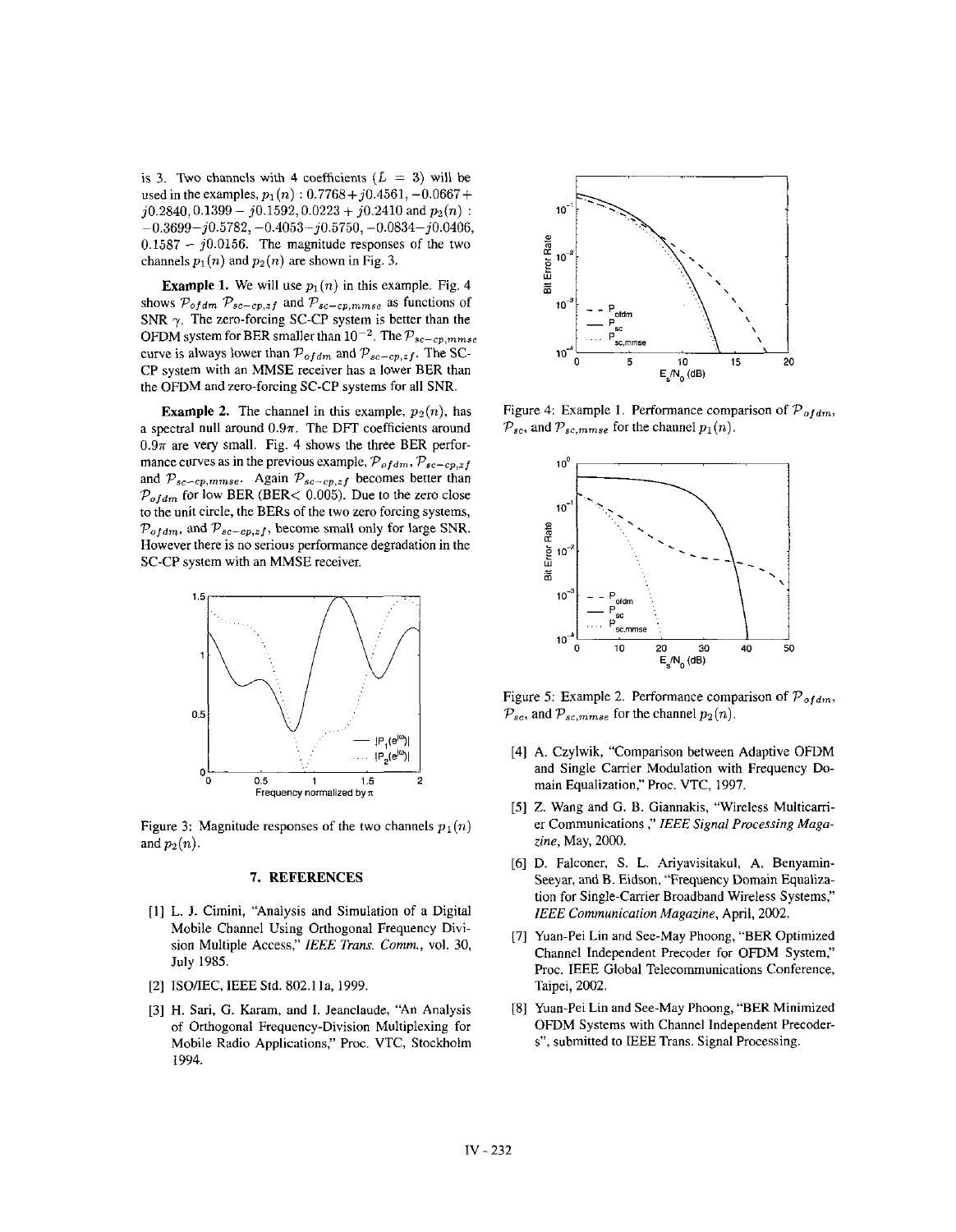is 3. Two channels with 4 coefficients ($L = 3$) will be used in the examples, $p_1(n)$ : $0.7768 + j0.4561, -0.0667 + j0.2840, 0.1399 - j0.1592, 0.0223 + j0.2410$ and $p_2(n)$ : $-0.3699 - j0.5782, -0.4053 - j0.5750, -0.0834 - j0.0406, 0.1587 - j0.0156$. The magnitude responses of the two channels $p_1(n)$ and $p_2(n)$ are shown in Fig. 3.

**Example 1.** We will use $p_1(n)$ in this example. Fig. 4 shows $\mathcal{P}_{ofdm}$ $\mathcal{P}_{sc-cp,zf}$ and $\mathcal{P}_{sc-cp,mmse}$ as functions of SNR $\gamma$. The zero-forcing SC-CP system is better than the OFDM system for BER smaller than $10^{-2}$. The $\mathcal{P}_{sc-cp,mmse}$ curve is always lower than $\mathcal{P}_{ofdm}$ and $\mathcal{P}_{sc-cp,zf}$. The SC-CP system with an MMSE receiver has a lower BER than the OFDM and zero-forcing SC-CP systems for all SNR.

**Example 2.** The channel in this example, $p_2(n)$, has a spectral null around $0.9\pi$. The DFT coefficients around $0.9\pi$ are very small. Fig. 4 shows the three BER performance curves as in the previous example, $\mathcal{P}_{ofdm}$, $\mathcal{P}_{sc-cp,zf}$ and $\mathcal{P}_{sc-cp,mmse}$. Again $\mathcal{P}_{sc-cp,zf}$ becomes better than $\mathcal{P}_{ofdm}$ for low BER (BER$<$ 0.005). Due to the zero close to the unit circle, the BERs of the two zero forcing systems, $\mathcal{P}_{ofdm}$, and $\mathcal{P}_{sc-cp,zf}$, become small only for large SNR. However there is no serious performance degradation in the SC-CP system with an MMSE receiver.

1.5
1
0.5
0
0 0.5 1 1.5 2
Frequency normalized by π
$|P_1(e^{j\omega})|$
$|P_2(e^{j\omega})|$

Figure 3: Magnitude responses of the two channels $p_1(n)$ and $p_2(n)$.

Bit Error Rate
$10^{-1}$
$10^{-2}$
$10^{-3}$
$10^{-4}$
0 5 10 15 20
$E_s/N_0$ (dB)
$P_{ofdm}$
$P_{sc}$
$P_{sc,mmse}$

Figure 4: Example 1. Performance comparison of $\mathcal{P}_{ofdm}$, $\mathcal{P}_{sc}$, and $\mathcal{P}_{sc,mmse}$ for the channel $p_1(n)$.

Bit Error Rate
$10^{0}$
$10^{-1}$
$10^{-2}$
$10^{-3}$
$10^{-4}$
0 10 20 30 40 50
$E_s/N_0$ (dB)
$P_{ofdm}$
$P_{sc}$
$P_{sc,mmse}$

Figure 5: Example 2. Performance comparison of $\mathcal{P}_{ofdm}$, $\mathcal{P}_{sc}$, and $\mathcal{P}_{sc,mmse}$ for the channel $p_2(n)$.

## 7. REFERENCES

[1] L. J. Cimini, "Analysis and Simulation of a Digital Mobile Channel Using Orthogonal Frequency Division Multiple Access," *IEEE Trans. Comm.*, vol. 30, July 1985.

[2] ISO/IEC, IEEE Std. 802.11a, 1999.

[3] H. Sari, G. Karam, and I. Jeanclaude, "An Analysis of Orthogonal Frequency-Division Multiplexing for Mobile Radio Applications," Proc. VTC, Stockholm 1994.

[4] A. Czylwik, "Comparison between Adaptive OFDM and Single Carrier Modulation with Frequency Domain Equalization," Proc. VTC, 1997.

[5] Z. Wang and G. B. Giannakis, "Wireless Multicarrier Communications ," *IEEE Signal Processing Magazine*, May, 2000.

[6] D. Falconer, S. L. Ariyavisitakul, A. Benyamin-Seeyar, and B. Eidson, "Frequency Domain Equalization for Single-Carrier Broadband Wireless Systems," *IEEE Communication Magazine*, April, 2002.

[7] Yuan-Pei Lin and See-May Phoong, "BER Optimized Channel Independent Precoder for OFDM System," Proc. IEEE Global Telecommunications Conference, Taipei, 2002.

[8] Yuan-Pei Lin and See-May Phoong, "BER Minimized OFDM Systems with Channel Independent Precoders", submitted to IEEE Trans. Signal Processing.